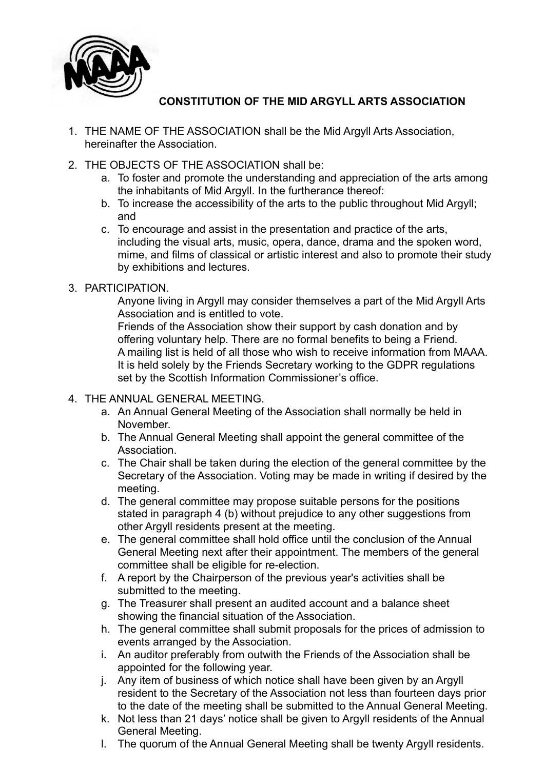# CONSTITUTION OF THE MID ARGYLL ARTS ASSOCIATION

1. THE NAME OF THE ASSOCIATION shall be the Mid Argyll Arts Association, hereinafter the Association.

2. THE OBJECTS OF THE ASSOCIATION shall be:
   a. To foster and promote the understanding and appreciation of the arts among the inhabitants of Mid Argyll. In the furtherance thereof:
   b. To increase the accessibility of the arts to the public throughout Mid Argyll; and
   c. To encourage and assist in the presentation and practice of the arts, including the visual arts, music, opera, dance, drama and the spoken word, mime, and films of classical or artistic interest and also to promote their study by exhibitions and lectures.

3. PARTICIPATION.

   Anyone living in Argyll may consider themselves a part of the Mid Argyll Arts Association and is entitled to vote.
   Friends of the Association show their support by cash donation and by offering voluntary help. There are no formal benefits to being a Friend.
   A mailing list is held of all those who wish to receive information from MAAA. It is held solely by the Friends Secretary working to the GDPR regulations set by the Scottish Information Commissioner's office.

4. THE ANNUAL GENERAL MEETING.
   a. An Annual General Meeting of the Association shall normally be held in November.
   b. The Annual General Meeting shall appoint the general committee of the Association.
   c. The Chair shall be taken during the election of the general committee by the Secretary of the Association. Voting may be made in writing if desired by the meeting.
   d. The general committee may propose suitable persons for the positions stated in paragraph 4 (b) without prejudice to any other suggestions from other Argyll residents present at the meeting.
   e. The general committee shall hold office until the conclusion of the Annual General Meeting next after their appointment. The members of the general committee shall be eligible for re-election.
   f. A report by the Chairperson of the previous year's activities shall be submitted to the meeting.
   g. The Treasurer shall present an audited account and a balance sheet showing the financial situation of the Association.
   h. The general committee shall submit proposals for the prices of admission to events arranged by the Association.
   i. An auditor preferably from outwith the Friends of the Association shall be appointed for the following year.
   j. Any item of business of which notice shall have been given by an Argyll resident to the Secretary of the Association not less than fourteen days prior to the date of the meeting shall be submitted to the Annual General Meeting.
   k. Not less than 21 days' notice shall be given to Argyll residents of the Annual General Meeting.
   l. The quorum of the Annual General Meeting shall be twenty Argyll residents.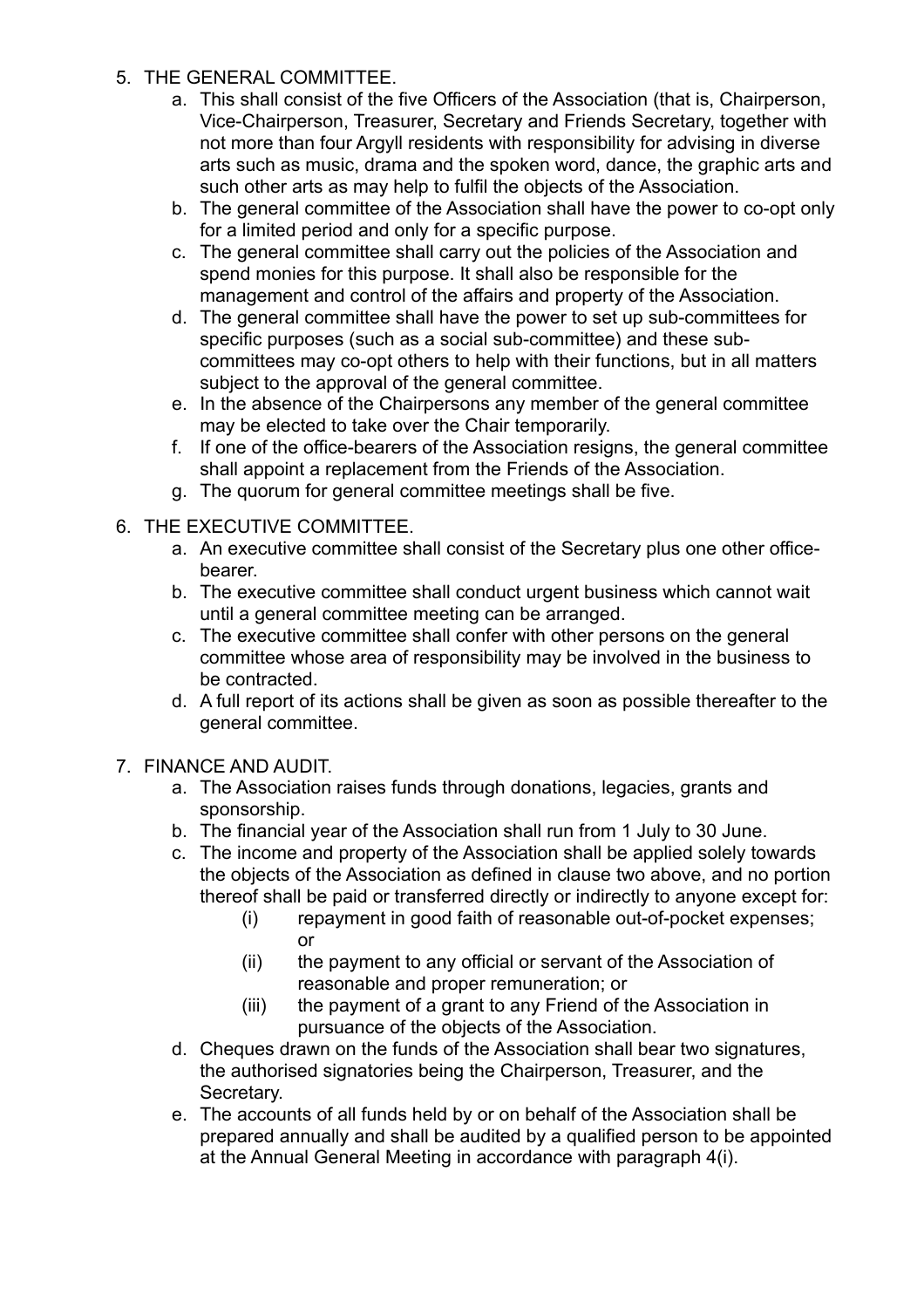5. THE GENERAL COMMITTEE.
    a. This shall consist of the five Officers of the Association (that is, Chairperson, Vice-Chairperson, Treasurer, Secretary and Friends Secretary, together with not more than four Argyll residents with responsibility for advising in diverse arts such as music, drama and the spoken word, dance, the graphic arts and such other arts as may help to fulfil the objects of the Association.
    b. The general committee of the Association shall have the power to co-opt only for a limited period and only for a specific purpose.
    c. The general committee shall carry out the policies of the Association and spend monies for this purpose. It shall also be responsible for the management and control of the affairs and property of the Association.
    d. The general committee shall have the power to set up sub-committees for specific purposes (such as a social sub-committee) and these sub-committees may co-opt others to help with their functions, but in all matters subject to the approval of the general committee.
    e. In the absence of the Chairpersons any member of the general committee may be elected to take over the Chair temporarily.
    f. If one of the office-bearers of the Association resigns, the general committee shall appoint a replacement from the Friends of the Association.
    g. The quorum for general committee meetings shall be five.

6. THE EXECUTIVE COMMITTEE.
    a. An executive committee shall consist of the Secretary plus one other office-bearer.
    b. The executive committee shall conduct urgent business which cannot wait until a general committee meeting can be arranged.
    c. The executive committee shall confer with other persons on the general committee whose area of responsibility may be involved in the business to be contracted.
    d. A full report of its actions shall be given as soon as possible thereafter to the general committee.

7. FINANCE AND AUDIT.
    a. The Association raises funds through donations, legacies, grants and sponsorship.
    b. The financial year of the Association shall run from 1 July to 30 June.
    c. The income and property of the Association shall be applied solely towards the objects of the Association as defined in clause two above, and no portion thereof shall be paid or transferred directly or indirectly to anyone except for:
        (i) repayment in good faith of reasonable out-of-pocket expenses; or
        (ii) the payment to any official or servant of the Association of reasonable and proper remuneration; or
        (iii) the payment of a grant to any Friend of the Association in pursuance of the objects of the Association.
    d. Cheques drawn on the funds of the Association shall bear two signatures, the authorised signatories being the Chairperson, Treasurer, and the Secretary.
    e. The accounts of all funds held by or on behalf of the Association shall be prepared annually and shall be audited by a qualified person to be appointed at the Annual General Meeting in accordance with paragraph 4(i).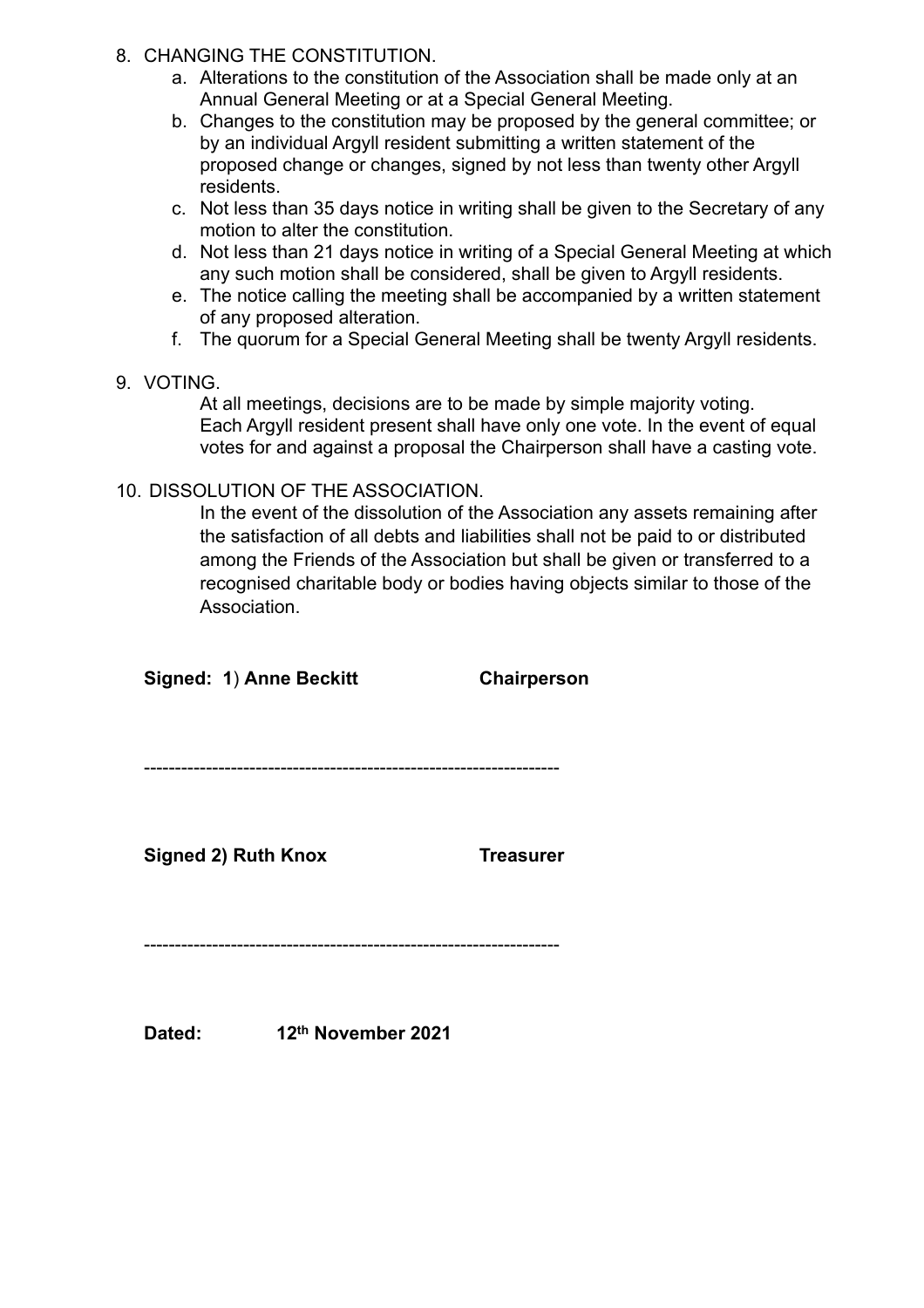8. CHANGING THE CONSTITUTION.
    a. Alterations to the constitution of the Association shall be made only at an Annual General Meeting or at a Special General Meeting.
    b. Changes to the constitution may be proposed by the general committee; or by an individual Argyll resident submitting a written statement of the proposed change or changes, signed by not less than twenty other Argyll residents.
    c. Not less than 35 days notice in writing shall be given to the Secretary of any motion to alter the constitution.
    d. Not less than 21 days notice in writing of a Special General Meeting at which any such motion shall be considered, shall be given to Argyll residents.
    e. The notice calling the meeting shall be accompanied by a written statement of any proposed alteration.
    f. The quorum for a Special General Meeting shall be twenty Argyll residents.

9. VOTING.

    At all meetings, decisions are to be made by simple majority voting. Each Argyll resident present shall have only one vote. In the event of equal votes for and against a proposal the Chairperson shall have a casting vote.

10. DISSOLUTION OF THE ASSOCIATION.

    In the event of the dissolution of the Association any assets remaining after the satisfaction of all debts and liabilities shall not be paid to or distributed among the Friends of the Association but shall be given or transferred to a recognised charitable body or bodies having objects similar to those of the Association.

**Signed: 1**) **Anne Beckitt** **Chairperson**

-----------------------------------------------------------------

**Signed 2) Ruth Knox** **Treasurer**

-----------------------------------------------------------------

**Dated: 12th November 2021**